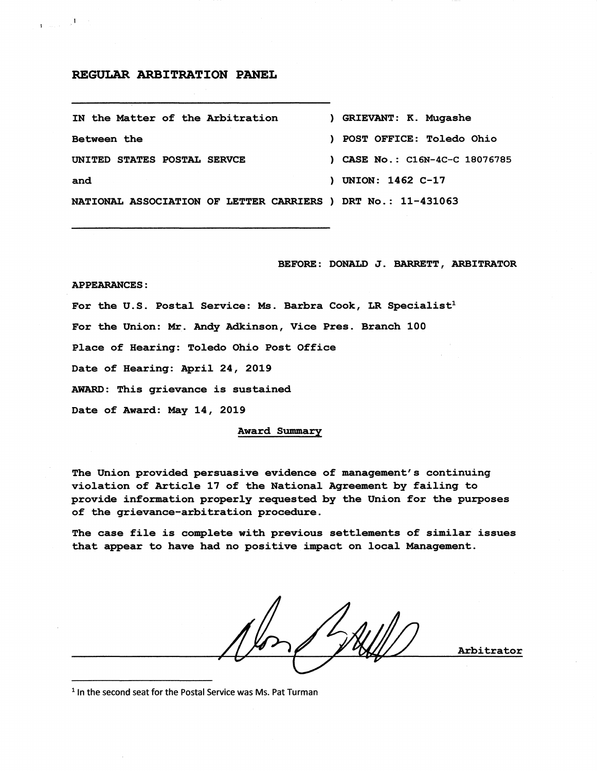## REGULAR ARBITRATION PANEL

| | |
|---|---|
| IN the Matter of the Arbitration | ) GRIEVANT: K. Mugashe |
| Between the | ) POST OFFICE: Toledo Ohio |
| UNITED STATES POSTAL SERVCE | ) CASE No.: C16N-4C-C 18076785 |
| and | ) UNION: 1462 C-17 |
| NATIONAL ASSOCIATION OF LETTER CARRIERS | ) DRT No.: 11-431063 |

**BEFORE: DONALD J. BARRETT, ARBITRATOR**

**APPEARANCES:**

**For the U.S. Postal Service: Ms. Barbra Cook, LR Specialist**[1]

**For the Union: Mr. Andy Adkinson, Vice Pres. Branch 100**

**Place of Hearing: Toledo Ohio Post Office**

**Date of Hearing: April 24, 2019**

**AWARD: This grievance is sustained**

**Date of Award: May 14, 2019**

**Award Summary**

**The Union provided persuasive evidence of management's continuing violation of Article 17 of the National Agreement by failing to provide information properly requested by the Union for the purposes of the grievance-arbitration procedure.**

**The case file is complete with previous settlements of similar issues that appear to have had no positive impact on local Management.**

**Arbitrator**

[1] In the second seat for the Postal Service was Ms. Pat Turman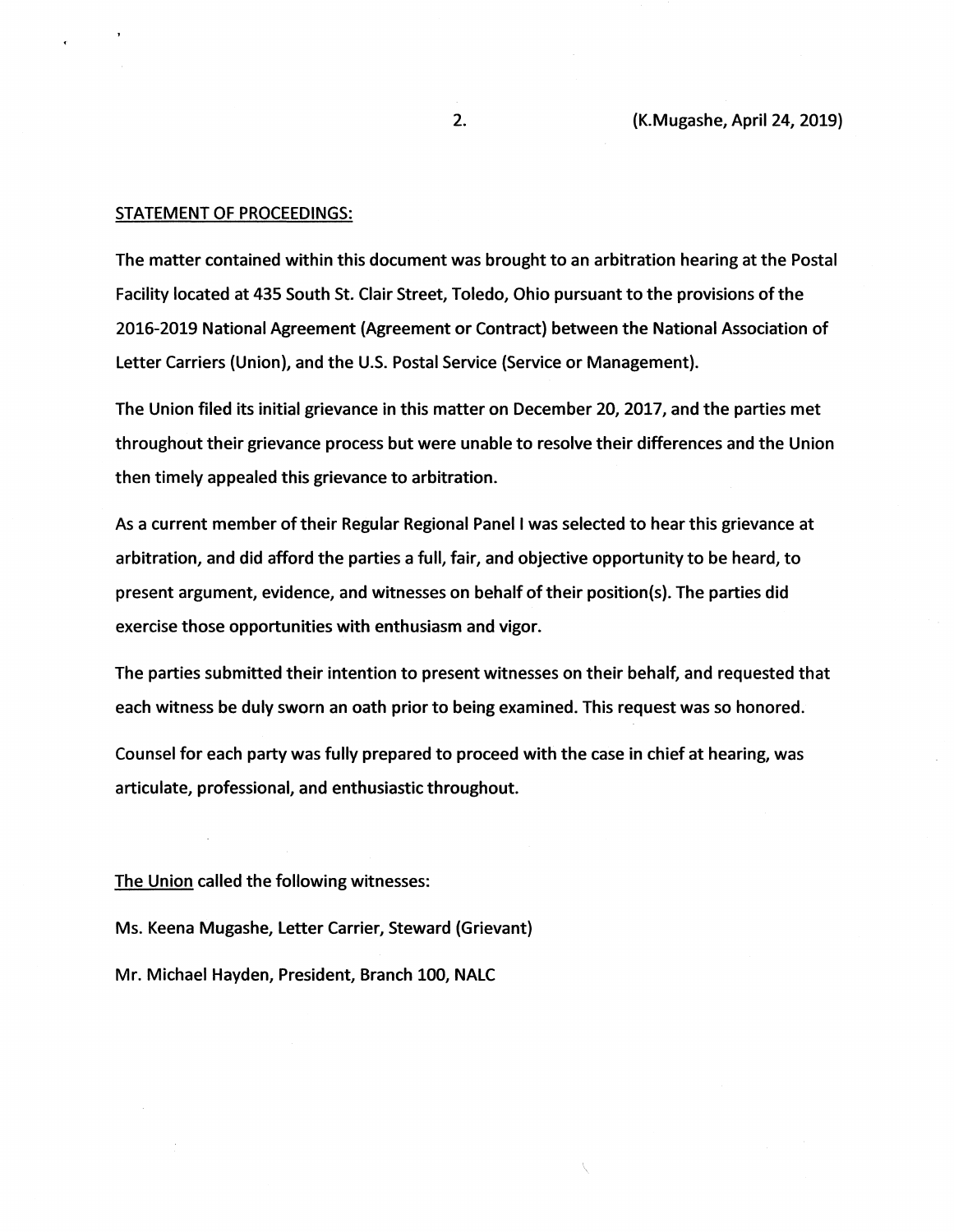STATEMENT OF PROCEEDINGS:

The matter contained within this document was brought to an arbitration hearing at the Postal Facility located at 435 South St. Clair Street, Toledo, Ohio pursuant to the provisions of the 2016-2019 National Agreement (Agreement or Contract) between the National Association of Letter Carriers (Union), and the U.S. Postal Service (Service or Management).

The Union filed its initial grievance in this matter on December 20, 2017, and the parties met throughout their grievance process but were unable to resolve their differences and the Union then timely appealed this grievance to arbitration.

As a current member of their Regular Regional Panel I was selected to hear this grievance at arbitration, and did afford the parties a full, fair, and objective opportunity to be heard, to present argument, evidence, and witnesses on behalf of their position(s). The parties did exercise those opportunities with enthusiasm and vigor.

The parties submitted their intention to present witnesses on their behalf, and requested that each witness be duly sworn an oath prior to being examined. This request was so honored.

Counsel for each party was fully prepared to proceed with the case in chief at hearing, was articulate, professional, and enthusiastic throughout.

The Union called the following witnesses:

Ms. Keena Mugashe, Letter Carrier, Steward (Grievant)

Mr. Michael Hayden, President, Branch 100, NALC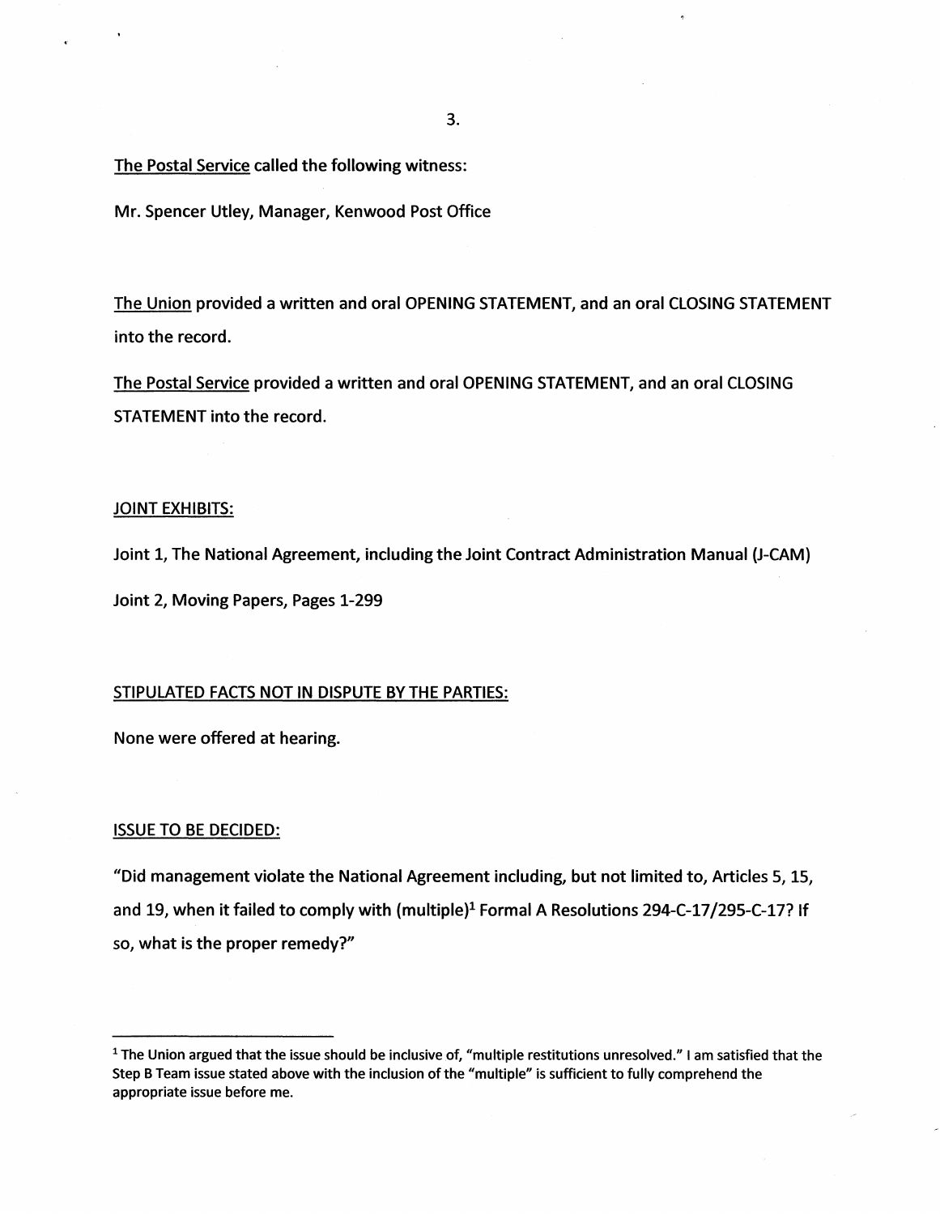The Postal Service called the following witness:

Mr. Spencer Utley, Manager, Kenwood Post Office

The Union provided a written and oral OPENING STATEMENT, and an oral CLOSING STATEMENT into the record.

The Postal Service provided a written and oral OPENING STATEMENT, and an oral CLOSING STATEMENT into the record.

JOINT EXHIBITS:

Joint 1, The National Agreement, including the Joint Contract Administration Manual (J-CAM)

Joint 2, Moving Papers, Pages 1-299

STIPULATED FACTS NOT IN DISPUTE BY THE PARTIES:

None were offered at hearing.

ISSUE TO BE DECIDED:

"Did management violate the National Agreement including, but not limited to, Articles 5, 15, and 19, when it failed to comply with (multiple)[1] Formal A Resolutions 294-C-17/295-C-17? If so, what is the proper remedy?"

---

[1] The Union argued that the issue should be inclusive of, "multiple restitutions unresolved." I am satisfied that the Step B Team issue stated above with the inclusion of the "multiple" is sufficient to fully comprehend the appropriate issue before me.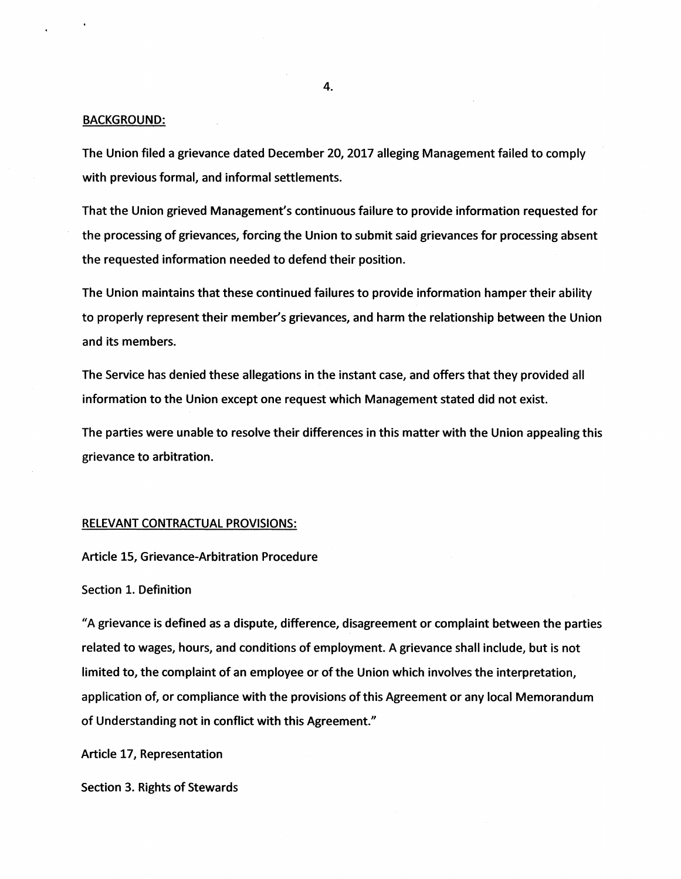## BACKGROUND:

The Union filed a grievance dated December 20, 2017 alleging Management failed to comply with previous formal, and informal settlements.

That the Union grieved Management's continuous failure to provide information requested for the processing of grievances, forcing the Union to submit said grievances for processing absent the requested information needed to defend their position.

The Union maintains that these continued failures to provide information hamper their ability to properly represent their member's grievances, and harm the relationship between the Union and its members.

The Service has denied these allegations in the instant case, and offers that they provided all information to the Union except one request which Management stated did not exist.

The parties were unable to resolve their differences in this matter with the Union appealing this grievance to arbitration.

## RELEVANT CONTRACTUAL PROVISIONS:

Article 15, Grievance-Arbitration Procedure

Section 1. Definition

"A grievance is defined as a dispute, difference, disagreement or complaint between the parties related to wages, hours, and conditions of employment. A grievance shall include, but is not limited to, the complaint of an employee or of the Union which involves the interpretation, application of, or compliance with the provisions of this Agreement or any local Memorandum of Understanding not in conflict with this Agreement."

Article 17, Representation

Section 3. Rights of Stewards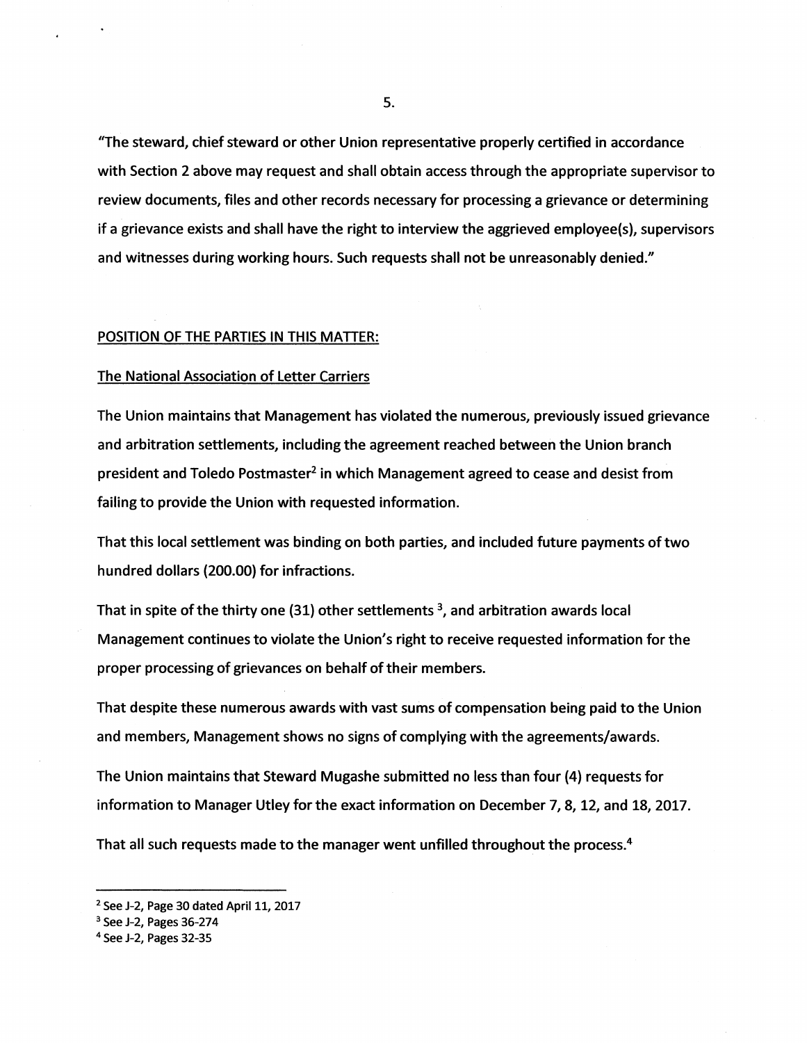"The steward, chief steward or other Union representative properly certified in accordance with Section 2 above may request and shall obtain access through the appropriate supervisor to review documents, files and other records necessary for processing a grievance or determining if a grievance exists and shall have the right to interview the aggrieved employee(s), supervisors and witnesses during working hours. Such requests shall not be unreasonably denied."

## POSITION OF THE PARTIES IN THIS MATTER:

### The National Association of Letter Carriers

The Union maintains that Management has violated the numerous, previously issued grievance and arbitration settlements, including the agreement reached between the Union branch president and Toledo Postmaster[2] in which Management agreed to cease and desist from failing to provide the Union with requested information.

That this local settlement was binding on both parties, and included future payments of two hundred dollars (200.00) for infractions.

That in spite of the thirty one (31) other settlements [3], and arbitration awards local Management continues to violate the Union's right to receive requested information for the proper processing of grievances on behalf of their members.

That despite these numerous awards with vast sums of compensation being paid to the Union and members, Management shows no signs of complying with the agreements/awards.

The Union maintains that Steward Mugashe submitted no less than four (4) requests for information to Manager Utley for the exact information on December 7, 8, 12, and 18, 2017.

That all such requests made to the manager went unfilled throughout the process.[4]

---

[2] See J-2, Page 30 dated April 11, 2017

[3] See J-2, Pages 36-274

[4] See J-2, Pages 32-35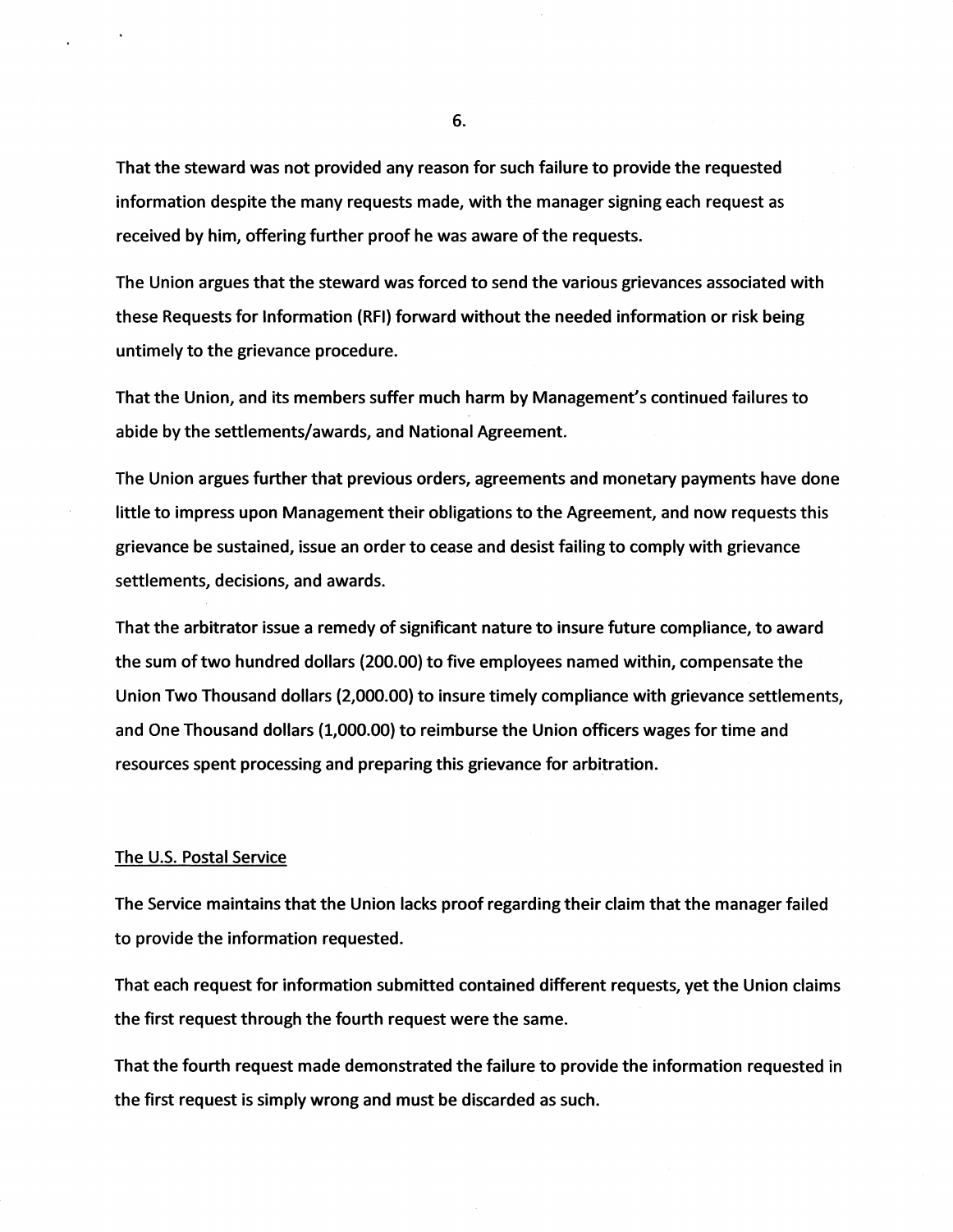That the steward was not provided any reason for such failure to provide the requested information despite the many requests made, with the manager signing each request as received by him, offering further proof he was aware of the requests.

The Union argues that the steward was forced to send the various grievances associated with these Requests for Information (RFI) forward without the needed information or risk being untimely to the grievance procedure.

That the Union, and its members suffer much harm by Management's continued failures to abide by the settlements/awards, and National Agreement.

The Union argues further that previous orders, agreements and monetary payments have done little to impress upon Management their obligations to the Agreement, and now requests this grievance be sustained, issue an order to cease and desist failing to comply with grievance settlements, decisions, and awards.

That the arbitrator issue a remedy of significant nature to insure future compliance, to award the sum of two hundred dollars (200.00) to five employees named within, compensate the Union Two Thousand dollars (2,000.00) to insure timely compliance with grievance settlements, and One Thousand dollars (1,000.00) to reimburse the Union officers wages for time and resources spent processing and preparing this grievance for arbitration.

## The U.S. Postal Service

The Service maintains that the Union lacks proof regarding their claim that the manager failed to provide the information requested.

That each request for information submitted contained different requests, yet the Union claims the first request through the fourth request were the same.

That the fourth request made demonstrated the failure to provide the information requested in the first request is simply wrong and must be discarded as such.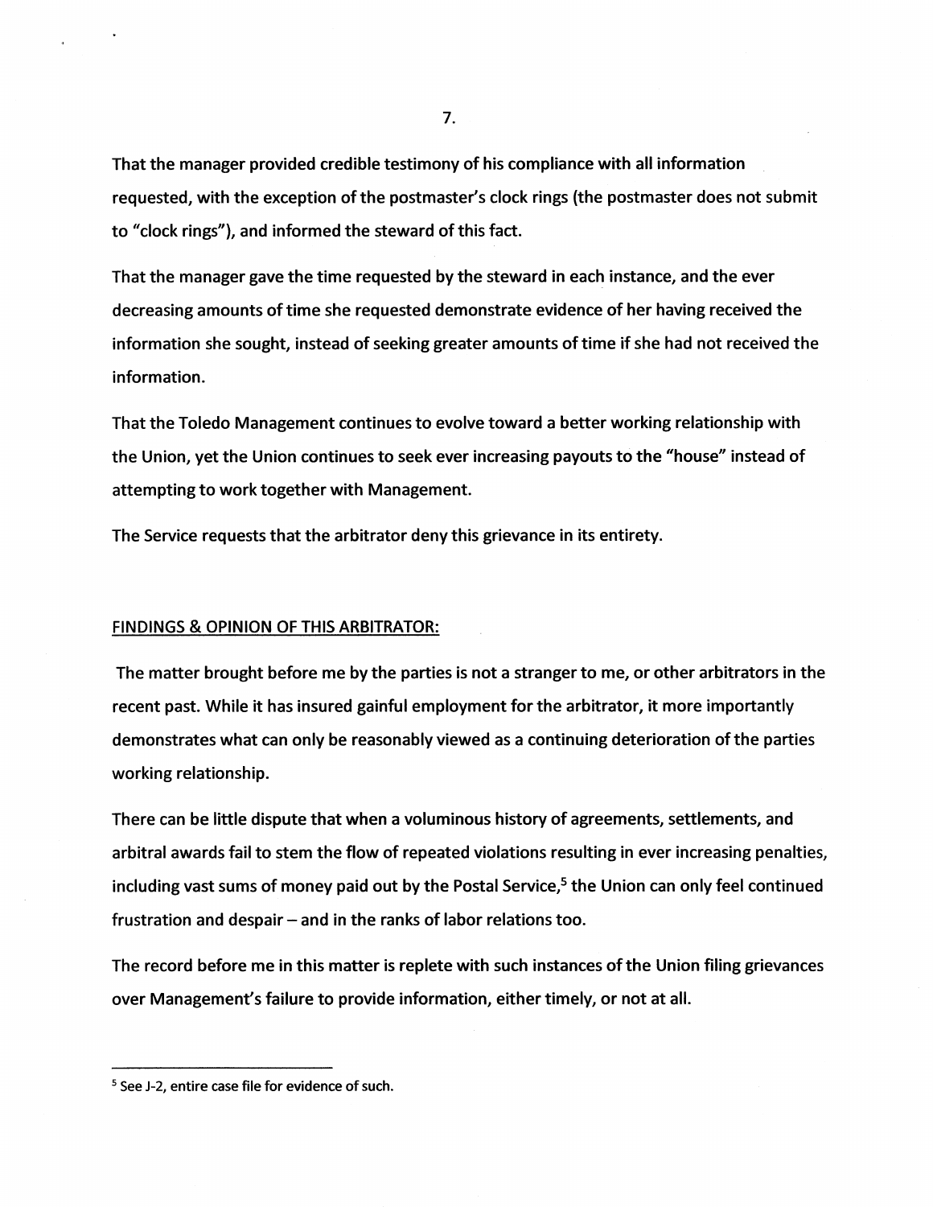That the manager provided credible testimony of his compliance with all information requested, with the exception of the postmaster's clock rings (the postmaster does not submit to "clock rings"), and informed the steward of this fact.

That the manager gave the time requested by the steward in each instance, and the ever decreasing amounts of time she requested demonstrate evidence of her having received the information she sought, instead of seeking greater amounts of time if she had not received the information.

That the Toledo Management continues to evolve toward a better working relationship with the Union, yet the Union continues to seek ever increasing payouts to the "house" instead of attempting to work together with Management.

The Service requests that the arbitrator deny this grievance in its entirety.

## FINDINGS & OPINION OF THIS ARBITRATOR:

The matter brought before me by the parties is not a stranger to me, or other arbitrators in the recent past. While it has insured gainful employment for the arbitrator, it more importantly demonstrates what can only be reasonably viewed as a continuing deterioration of the parties working relationship.

There can be little dispute that when a voluminous history of agreements, settlements, and arbitral awards fail to stem the flow of repeated violations resulting in ever increasing penalties, including vast sums of money paid out by the Postal Service,[5] the Union can only feel continued frustration and despair – and in the ranks of labor relations too.

The record before me in this matter is replete with such instances of the Union filing grievances over Management's failure to provide information, either timely, or not at all.

---

[5] See J-2, entire case file for evidence of such.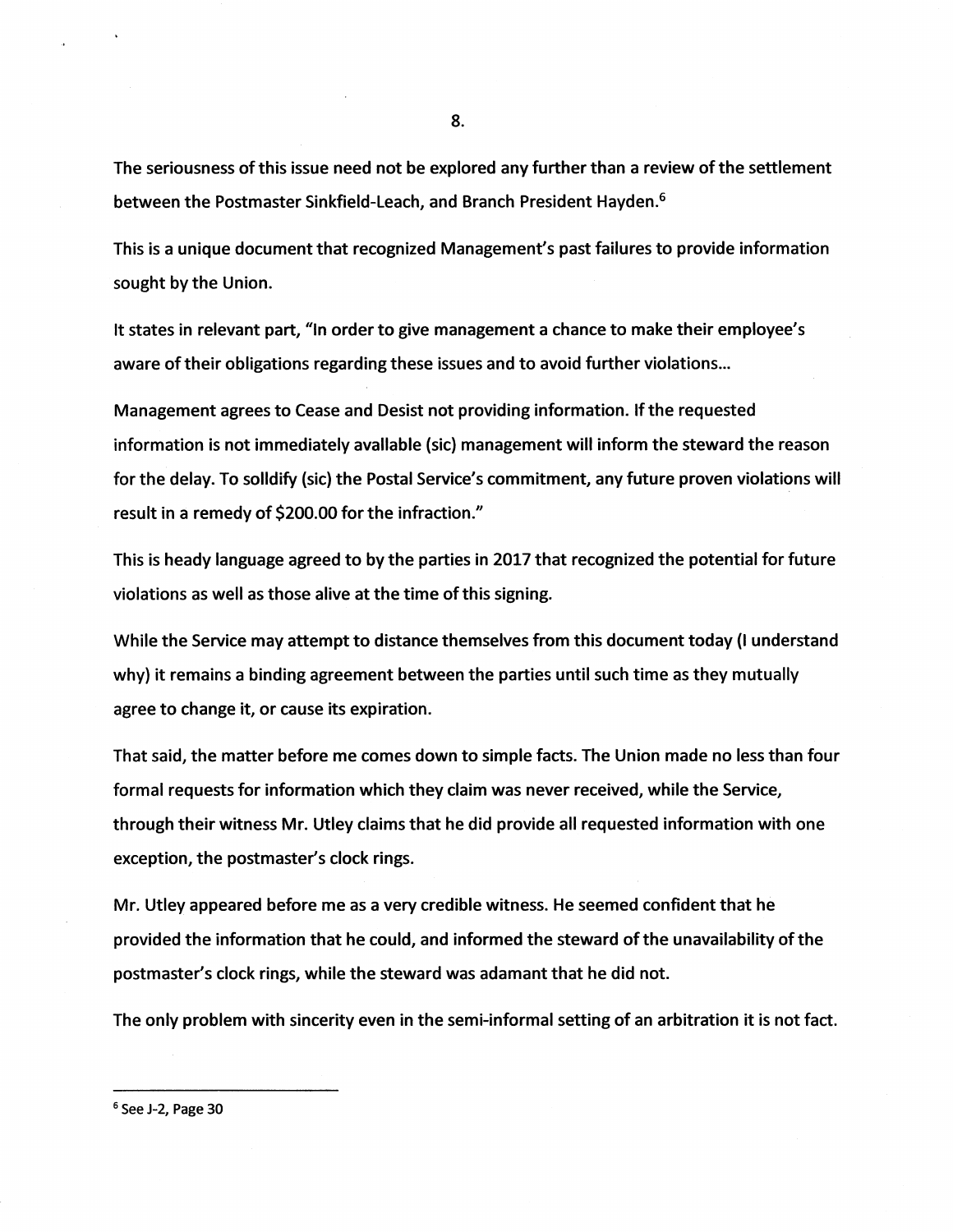The seriousness of this issue need not be explored any further than a review of the settlement between the Postmaster Sinkfield-Leach, and Branch President Hayden.[6]

This is a unique document that recognized Management's past failures to provide information sought by the Union.

It states in relevant part, "In order to give management a chance to make their employee's aware of their obligations regarding these issues and to avoid further violations...

Management agrees to Cease and Desist not providing information. If the requested information is not immediately avallable (sic) management will inform the steward the reason for the delay. To solldify (sic) the Postal Service's commitment, any future proven violations will result in a remedy of $200.00 for the infraction."

This is heady language agreed to by the parties in 2017 that recognized the potential for future violations as well as those alive at the time of this signing.

While the Service may attempt to distance themselves from this document today (I understand why) it remains a binding agreement between the parties until such time as they mutually agree to change it, or cause its expiration.

That said, the matter before me comes down to simple facts. The Union made no less than four formal requests for information which they claim was never received, while the Service, through their witness Mr. Utley claims that he did provide all requested information with one exception, the postmaster's clock rings.

Mr. Utley appeared before me as a very credible witness. He seemed confident that he provided the information that he could, and informed the steward of the unavailability of the postmaster's clock rings, while the steward was adamant that he did not.

The only problem with sincerity even in the semi-informal setting of an arbitration it is not fact.

---

[6] See J-2, Page 30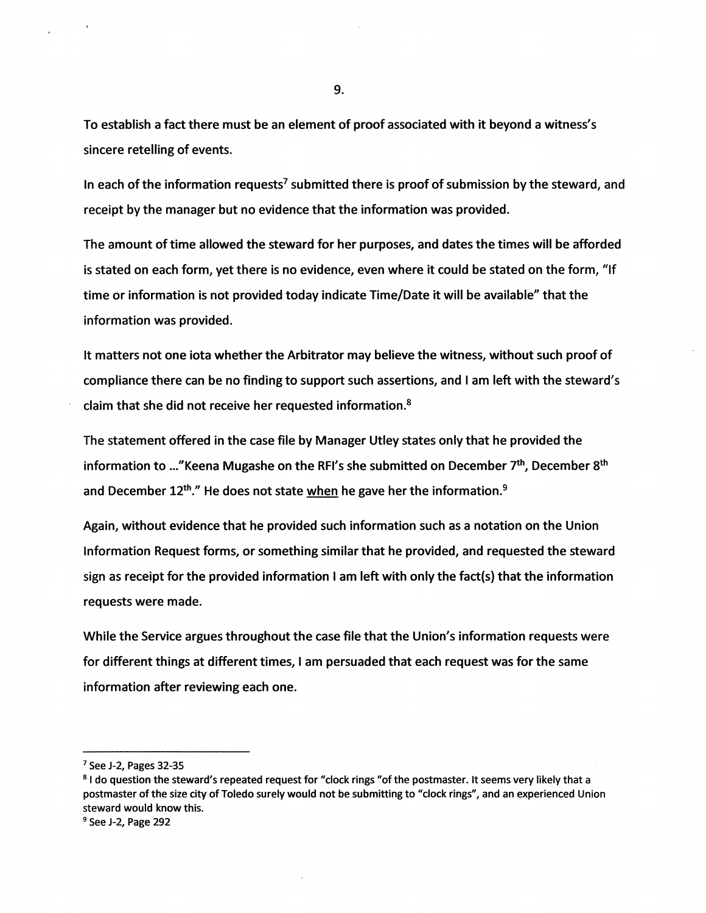To establish a fact there must be an element of proof associated with it beyond a witness's sincere retelling of events.

In each of the information requests[7] submitted there is proof of submission by the steward, and receipt by the manager but no evidence that the information was provided.

The amount of time allowed the steward for her purposes, and dates the times will be afforded is stated on each form, yet there is no evidence, even where it could be stated on the form, "If time or information is not provided today indicate Time/Date it will be available" that the information was provided.

It matters not one iota whether the Arbitrator may believe the witness, without such proof of compliance there can be no finding to support such assertions, and I am left with the steward's claim that she did not receive her requested information.[8]

The statement offered in the case file by Manager Utley states only that he provided the information to ..."Keena Mugashe on the RFI's she submitted on December 7th, December 8th and December 12th." He does not state <u>when</u> he gave her the information.[9]

Again, without evidence that he provided such information such as a notation on the Union Information Request forms, or something similar that he provided, and requested the steward sign as receipt for the provided information I am left with only the fact(s) that the information requests were made.

While the Service argues throughout the case file that the Union's information requests were for different things at different times, I am persuaded that each request was for the same information after reviewing each one.

---

[7] See J-2, Pages 32-35

[8] I do question the steward's repeated request for "clock rings "of the postmaster. It seems very likely that a postmaster of the size city of Toledo surely would not be submitting to "clock rings", and an experienced Union steward would know this.

[9] See J-2, Page 292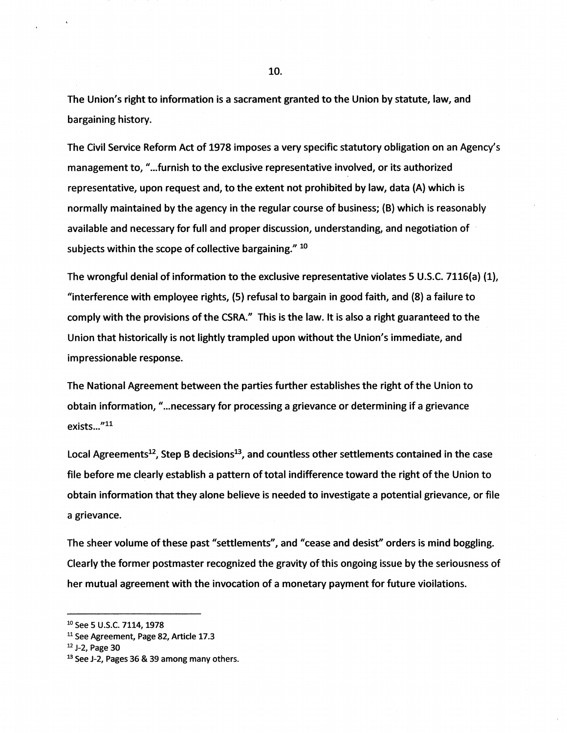The Union's right to information is a sacrament granted to the Union by statute, law, and bargaining history.

The Civil Service Reform Act of 1978 imposes a very specific statutory obligation on an Agency's management to, "...furnish to the exclusive representative involved, or its authorized representative, upon request and, to the extent not prohibited by law, data (A) which is normally maintained by the agency in the regular course of business; (B) which is reasonably available and necessary for full and proper discussion, understanding, and negotiation of subjects within the scope of collective bargaining." [10]

The wrongful denial of information to the exclusive representative violates 5 U.S.C. 7116(a) (1), "interference with employee rights, (5) refusal to bargain in good faith, and (8) a failure to comply with the provisions of the CSRA." This is the law. It is also a right guaranteed to the Union that historically is not lightly trampled upon without the Union's immediate, and impressionable response.

The National Agreement between the parties further establishes the right of the Union to obtain information, "...necessary for processing a grievance or determining if a grievance exists..."[11]

Local Agreements[12], Step B decisions[13], and countless other settlements contained in the case file before me clearly establish a pattern of total indifference toward the right of the Union to obtain information that they alone believe is needed to investigate a potential grievance, or file a grievance.

The sheer volume of these past "settlements", and "cease and desist" orders is mind boggling. Clearly the former postmaster recognized the gravity of this ongoing issue by the seriousness of her mutual agreement with the invocation of a monetary payment for future vioilations.

---

[10] See 5 U.S.C. 7114, 1978

[11] See Agreement, Page 82, Article 17.3

[12] J-2, Page 30

[13] See J-2, Pages 36 & 39 among many others.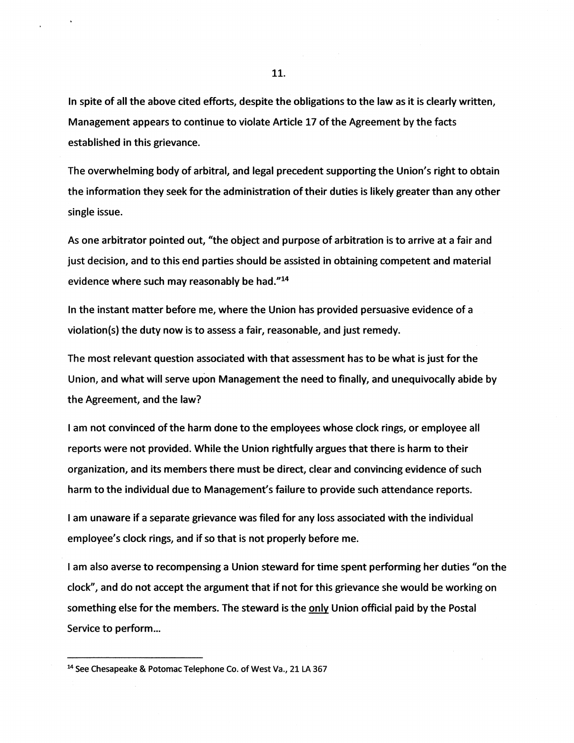In spite of all the above cited efforts, despite the obligations to the law as it is clearly written, Management appears to continue to violate Article 17 of the Agreement by the facts established in this grievance.

The overwhelming body of arbitral, and legal precedent supporting the Union's right to obtain the information they seek for the administration of their duties is likely greater than any other single issue.

As one arbitrator pointed out, "the object and purpose of arbitration is to arrive at a fair and just decision, and to this end parties should be assisted in obtaining competent and material evidence where such may reasonably be had."[14]

In the instant matter before me, where the Union has provided persuasive evidence of a violation(s) the duty now is to assess a fair, reasonable, and just remedy.

The most relevant question associated with that assessment has to be what is just for the Union, and what will serve upon Management the need to finally, and unequivocally abide by the Agreement, and the law?

I am not convinced of the harm done to the employees whose clock rings, or employee all reports were not provided. While the Union rightfully argues that there is harm to their organization, and its members there must be direct, clear and convincing evidence of such harm to the individual due to Management's failure to provide such attendance reports.

I am unaware if a separate grievance was filed for any loss associated with the individual employee's clock rings, and if so that is not properly before me.

I am also averse to recompensing a Union steward for time spent performing her duties "on the clock", and do not accept the argument that if not for this grievance she would be working on something else for the members. The steward is the <u>only</u> Union official paid by the Postal Service to perform...

---

[14] See Chesapeake & Potomac Telephone Co. of West Va., 21 LA 367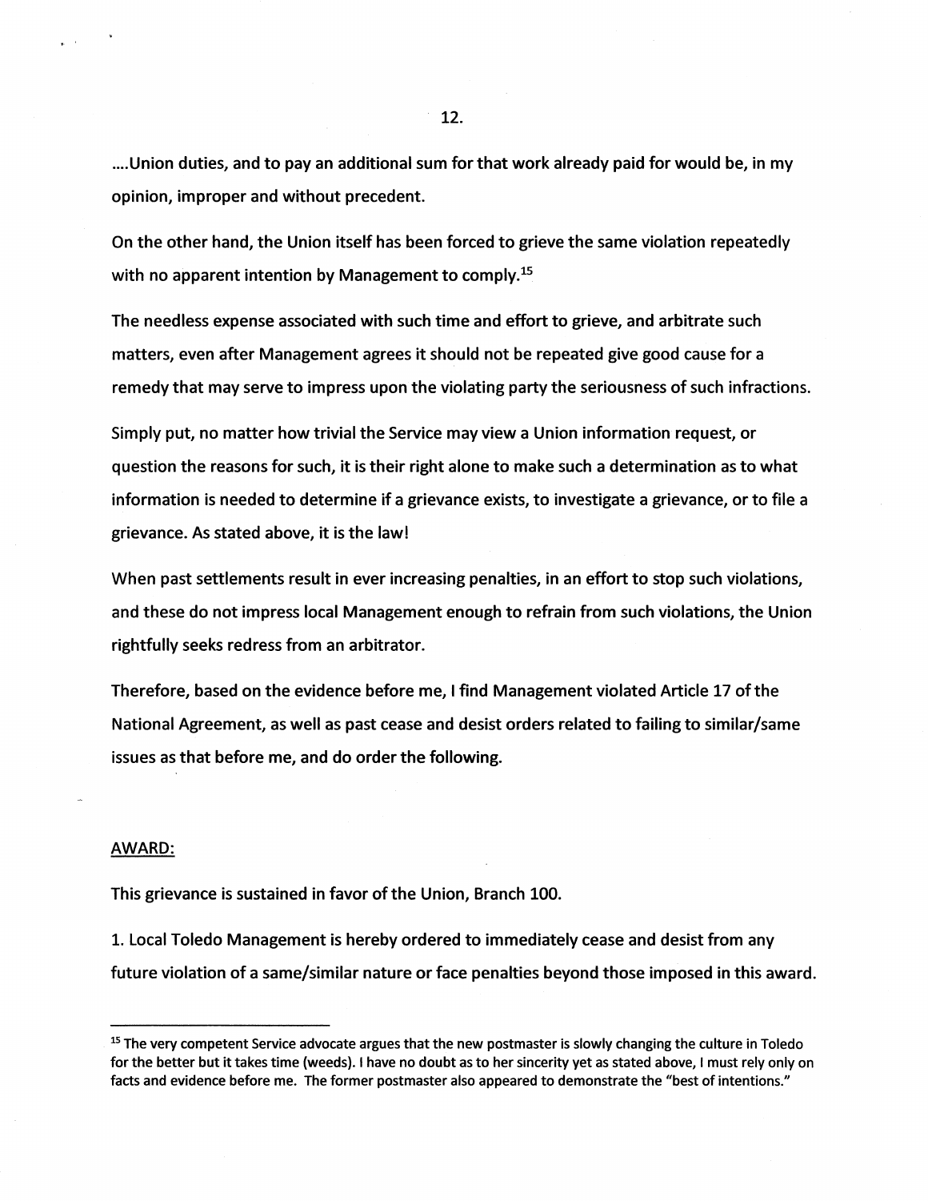....Union duties, and to pay an additional sum for that work already paid for would be, in my opinion, improper and without precedent.

On the other hand, the Union itself has been forced to grieve the same violation repeatedly with no apparent intention by Management to comply.[15]

The needless expense associated with such time and effort to grieve, and arbitrate such matters, even after Management agrees it should not be repeated give good cause for a remedy that may serve to impress upon the violating party the seriousness of such infractions.

Simply put, no matter how trivial the Service may view a Union information request, or question the reasons for such, it is their right alone to make such a determination as to what information is needed to determine if a grievance exists, to investigate a grievance, or to file a grievance. As stated above, it is the law!

When past settlements result in ever increasing penalties, in an effort to stop such violations, and these do not impress local Management enough to refrain from such violations, the Union rightfully seeks redress from an arbitrator.

Therefore, based on the evidence before me, I find Management violated Article 17 of the National Agreement, as well as past cease and desist orders related to failing to similar/same issues as that before me, and do order the following.

## AWARD:

This grievance is sustained in favor of the Union, Branch 100.

1. Local Toledo Management is hereby ordered to immediately cease and desist from any future violation of a same/similar nature or face penalties beyond those imposed in this award.

---

[15] The very competent Service advocate argues that the new postmaster is slowly changing the culture in Toledo for the better but it takes time (weeds). I have no doubt as to her sincerity yet as stated above, I must rely only on facts and evidence before me. The former postmaster also appeared to demonstrate the "best of intentions."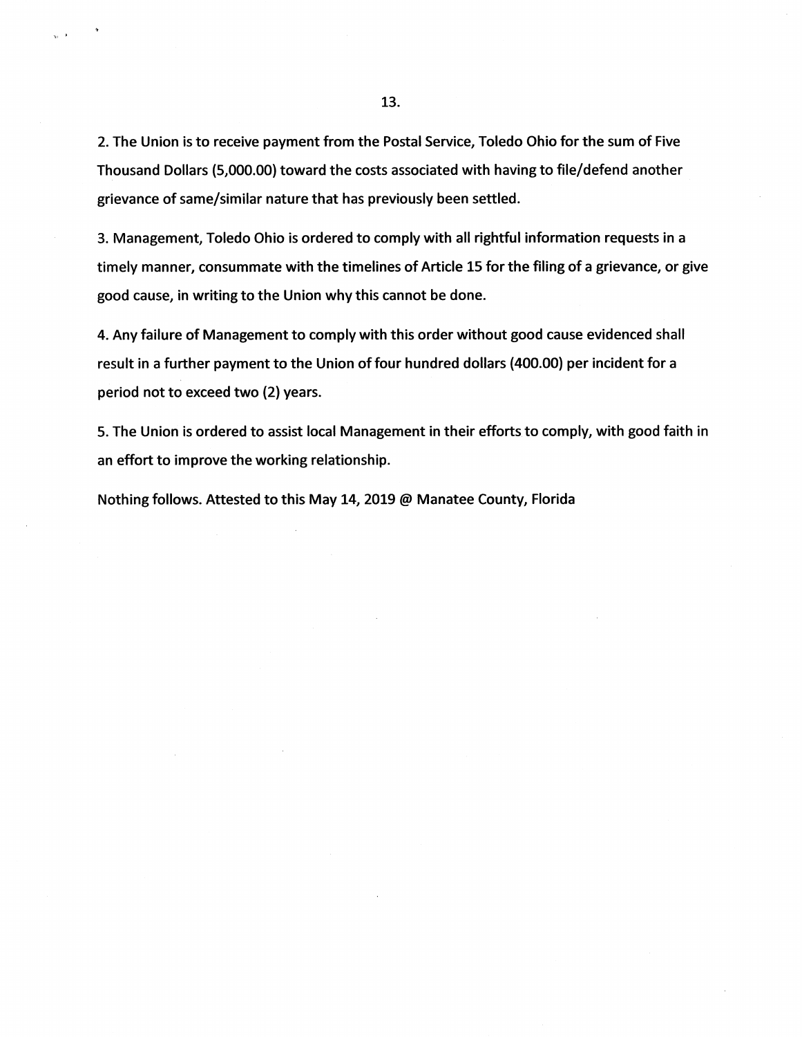2. The Union is to receive payment from the Postal Service, Toledo Ohio for the sum of Five Thousand Dollars (5,000.00) toward the costs associated with having to file/defend another grievance of same/similar nature that has previously been settled.

3. Management, Toledo Ohio is ordered to comply with all rightful information requests in a timely manner, consummate with the timelines of Article 15 for the filing of a grievance, or give good cause, in writing to the Union why this cannot be done.

4. Any failure of Management to comply with this order without good cause evidenced shall result in a further payment to the Union of four hundred dollars (400.00) per incident for a period not to exceed two (2) years.

5. The Union is ordered to assist local Management in their efforts to comply, with good faith in an effort to improve the working relationship.

Nothing follows. Attested to this May 14, 2019 @ Manatee County, Florida